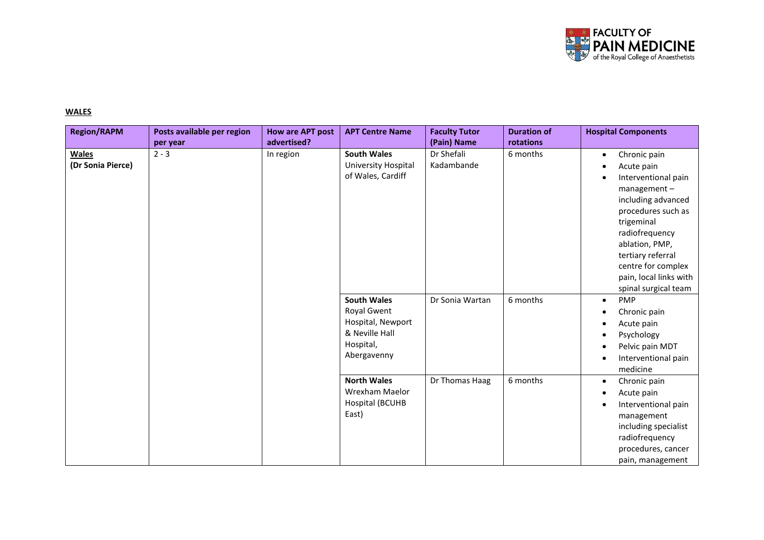**WALES**

| Region/RAPM | Posts available per region per year | How are APT post advertised? | APT Centre Name | Faculty Tutor (Pain) Name | Duration of rotations | Hospital Components |
|---|---|---|---|---|---|---|
| **Wales** (Dr Sonia Pierce) | 2 - 3 | In region | **South Wales** University Hospital of Wales, Cardiff | Dr Shefali Kadambande | 6 months | • Chronic pain<br>• Acute pain<br>• Interventional pain management – including advanced procedures such as trigeminal radiofrequency ablation, PMP, tertiary referral centre for complex pain, local links with spinal surgical team |
| | | | **South Wales** Royal Gwent Hospital, Newport & Neville Hall Hospital, Abergavenny | Dr Sonia Wartan | 6 months | • PMP<br>• Chronic pain<br>• Acute pain<br>• Psychology<br>• Pelvic pain MDT<br>• Interventional pain medicine |
| | | | **North Wales** Wrexham Maelor Hospital (BCUHB East) | Dr Thomas Haag | 6 months | • Chronic pain<br>• Acute pain<br>• Interventional pain management including specialist radiofrequency procedures, cancer pain, management |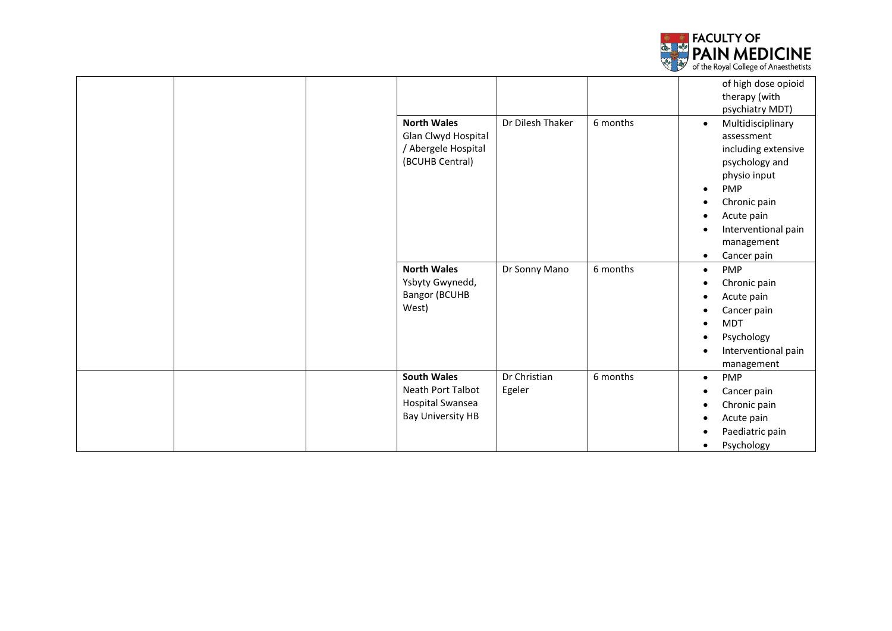| | | | | | | |
|---|---|---|---|---|---|---|
| | | | | | | of high dose opioid therapy (with psychiatry MDT) |
| | | | **North Wales** Glan Clwyd Hospital / Abergele Hospital (BCUHB Central) | Dr Dilesh Thaker | 6 months | • Multidisciplinary assessment including extensive psychology and physio input<br>• PMP<br>• Chronic pain<br>• Acute pain<br>• Interventional pain management<br>• Cancer pain |
| | | | **North Wales** Ysbyty Gwynedd, Bangor (BCUHB West) | Dr Sonny Mano | 6 months | • PMP<br>• Chronic pain<br>• Acute pain<br>• Cancer pain<br>• MDT<br>• Psychology<br>• Interventional pain management |
| | | | **South Wales** Neath Port Talbot Hospital Swansea Bay University HB | Dr Christian Egeler | 6 months | • PMP<br>• Cancer pain<br>• Chronic pain<br>• Acute pain<br>• Paediatric pain<br>• Psychology |